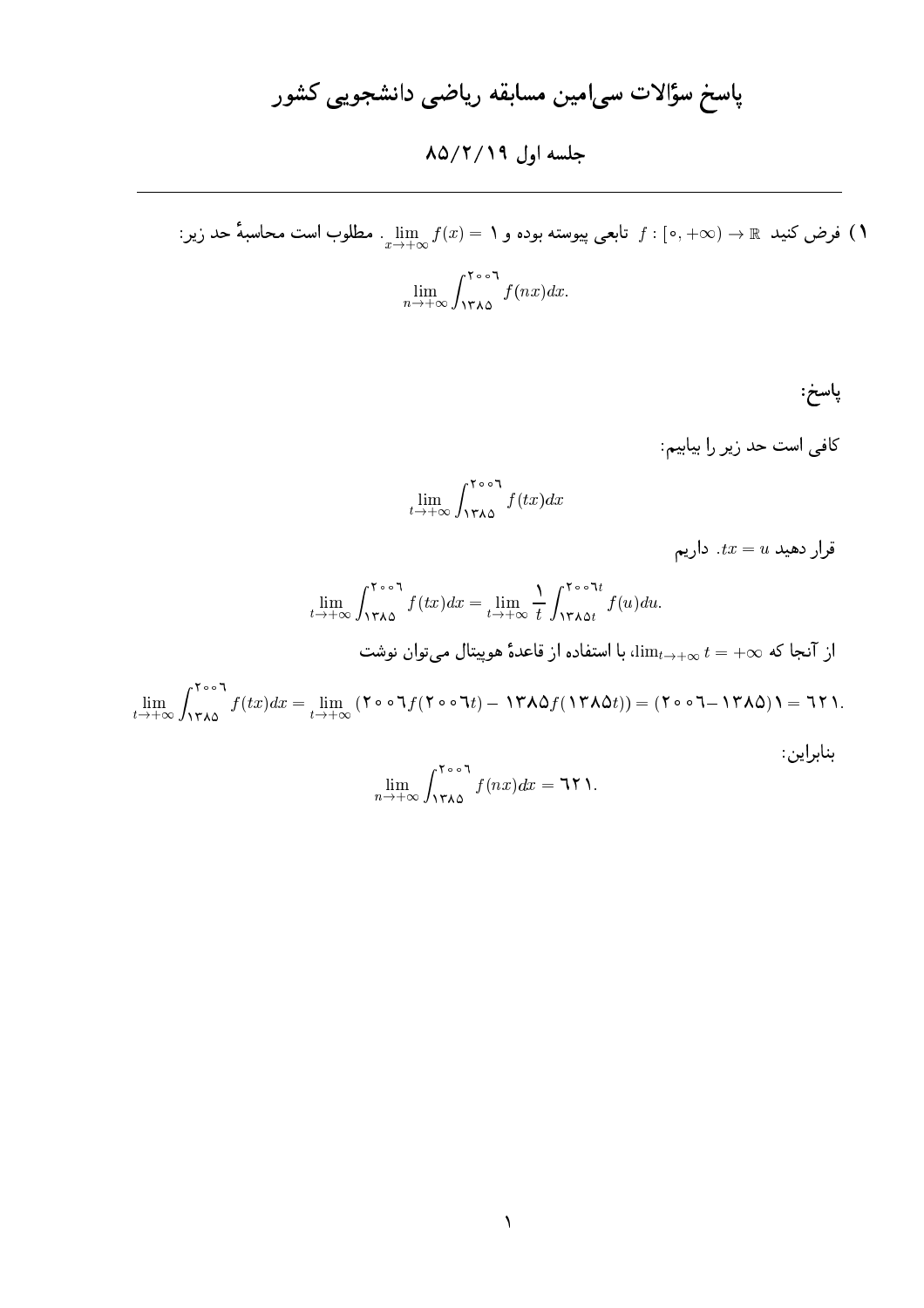# پاسخ سؤالات سی‌امین مسابقه ریاضی دانشجویی کشور

## جلسه اول ۸۵/۲/۱۹

---

**۱)** فرض کنید $f : [0, +\infty) \to \mathbb{R}$ تابعی پیوسته بوده و $\lim_{x\to+\infty} f(x) = 1$. مطلوب است محاسبهٔ حد زیر:

$$\lim_{n\to+\infty} \int_{1385}^{2006} f(nx)dx.$$

**پاسخ:**

کافی است حد زیر را بیابیم:

$$\lim_{t\to+\infty} \int_{1385}^{2006} f(tx)dx$$

قرار دهید $tx = u$. داریم

$$\lim_{t\to+\infty} \int_{1385}^{2006} f(tx)dx = \lim_{t\to+\infty} \frac{1}{t} \int_{1385t}^{2006t} f(u)du.$$

از آنجا که $\lim_{t\to+\infty} t = +\infty$، با استفاده از قاعدهٔ هوپیتال می‌توان نوشت

$$\lim_{t\to+\infty} \int_{1385}^{2006} f(tx)dx = \lim_{t\to+\infty} (2006f(2006t) - 1385f(1385t)) = (2006-1385)1 = 621.$$

بنابراین:

$$\lim_{n\to+\infty} \int_{1385}^{2006} f(nx)dx = 621.$$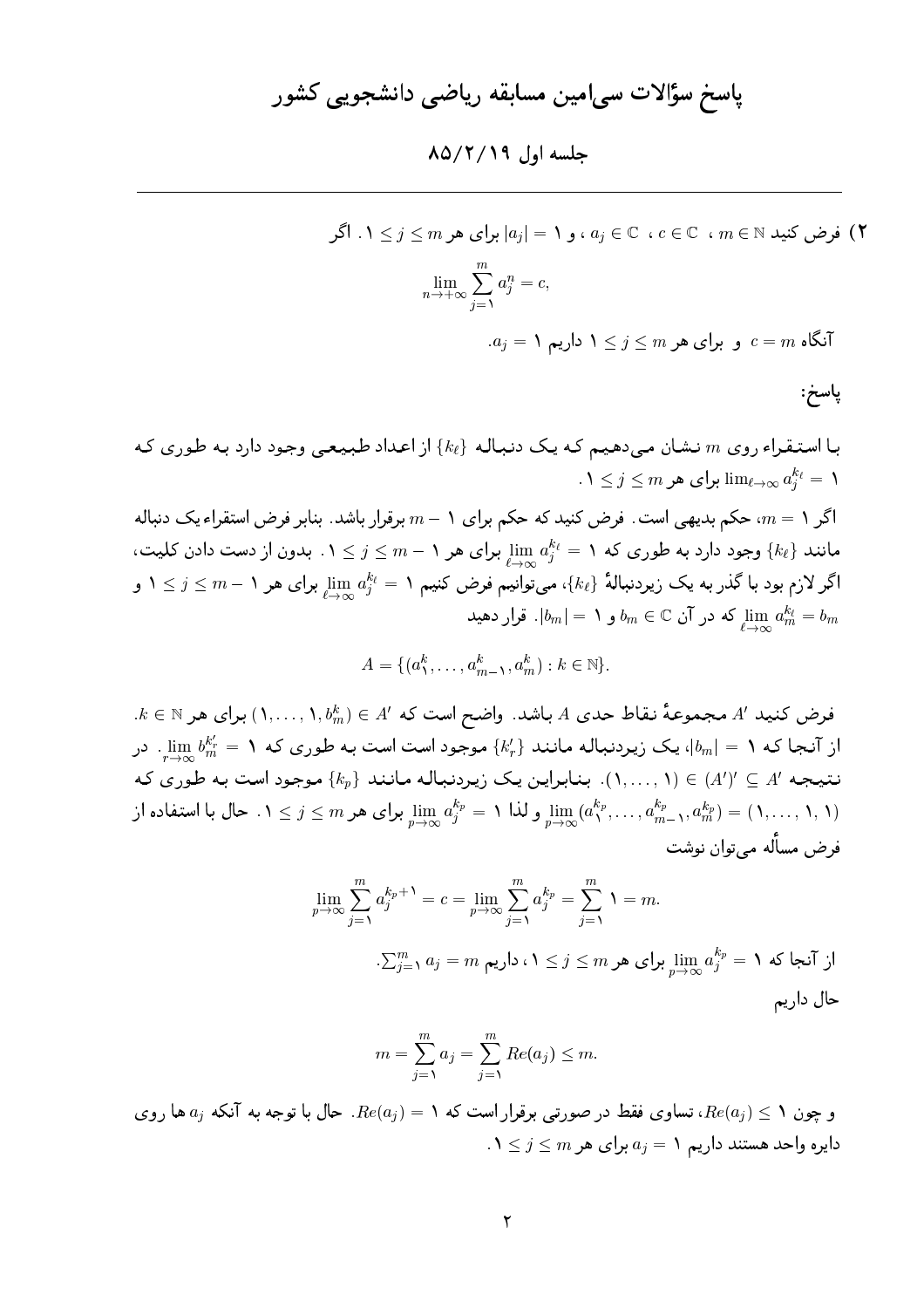# پاسخ سؤالات سی‌امین مسابقه ریاضی دانشجویی کشور

## جلسه اول ۸۵/۲/۱۹

---

**۲)** فرض کنید $m \in \mathbb{N}$ ، $c \in \mathbb{C}$ ، $a_j \in \mathbb{C}$ ، و $|a_j| = 1$ برای هر $1 \leq j \leq m$. اگر

$$\lim_{n\to+\infty} \sum_{j=1}^{m} a_j^n = c,$$

آنگاه $c = m$ و برای هر $1 \leq j \leq m$ داریم $a_j = 1$.

**پاسخ:**

با استقراء روی $m$ نشان می‌دهیم که یک دنباله $\{k_\ell\}$ از اعداد طبیعی وجود دارد به طوری که $\lim_{\ell\to\infty} a_j^{k_\ell} = 1$ برای هر $1 \leq j \leq m$.

اگر $m = 1$، حکم بدیهی است. فرض کنید که حکم برای $m - 1$ برقرار باشد. بنابر فرض استقراء یک دنباله مانند $\{k_\ell\}$ وجود دارد به طوری که $\lim\limits_{\ell\to\infty} a_j^{k_\ell} = 1$ برای هر $1 \leq j \leq m-1$. بدون از دست دادن کلیت، اگر لازم بود با گذر به یک زیردنبالهٔ $\{k_\ell\}$، می‌توانیم فرض کنیم $\lim\limits_{\ell\to\infty} a_j^{k_\ell} = 1$ برای هر $1 \leq j \leq m-1$ و $\lim\limits_{\ell\to\infty} a_m^{k_\ell} = b_m$ که در آن $b_m \in \mathbb{C}$ و $|b_m| = 1$. قرار دهید

$$A = \{(a_1^k, \ldots, a_{m-1}^k, a_m^k) : k \in \mathbb{N}\}.$$

فرض کنید $A'$ مجموعهٔ نقاط حدی $A$ باشد. واضح است که $(1, \ldots, 1, b_m^k) \in A'$ برای هر $k \in \mathbb{N}$. از آنجا که $|b_m| = 1$، یک زیردنباله مانند $\{k'_r\}$ موجود است است به طوری که $\lim\limits_{r\to\infty} b_m^{k'_r} = 1$. در نتیجه $(1, \ldots, 1) \in (A')' \subseteq A'$. بنابراین یک زیردنباله مانند $\{k_p\}$ موجود است به طوری که $\lim\limits_{p\to\infty} (a_1^{k_p}, \ldots, a_{m-1}^{k_p}, a_m^{k_p}) = (1, \ldots, 1, 1)$ و لذا $\lim\limits_{p\to\infty} a_j^{k_p} = 1$ برای هر $1 \leq j \leq m$. حال با استفاده از فرض مسأله می‌توان نوشت

$$\lim_{p\to\infty} \sum_{j=1}^{m} a_j^{k_p+1} = c = \lim_{p\to\infty} \sum_{j=1}^{m} a_j^{k_p} = \sum_{j=1}^{m} 1 = m.$$

از آنجا که $\lim\limits_{p\to\infty} a_j^{k_p} = 1$ برای هر $1 \leq j \leq m$، داریم $\sum_{j=1}^{m} a_j = m$.

حال داریم

$$m = \sum_{j=1}^{m} a_j = \sum_{j=1}^{m} Re(a_j) \leq m.$$

و چون $Re(a_j) \leq 1$، تساوی فقط در صورتی برقرار است که $Re(a_j) = 1$. حال با توجه به آنکه $a_j$ ها روی دایره واحد هستند داریم $a_j = 1$ برای هر $1 \leq j \leq m$.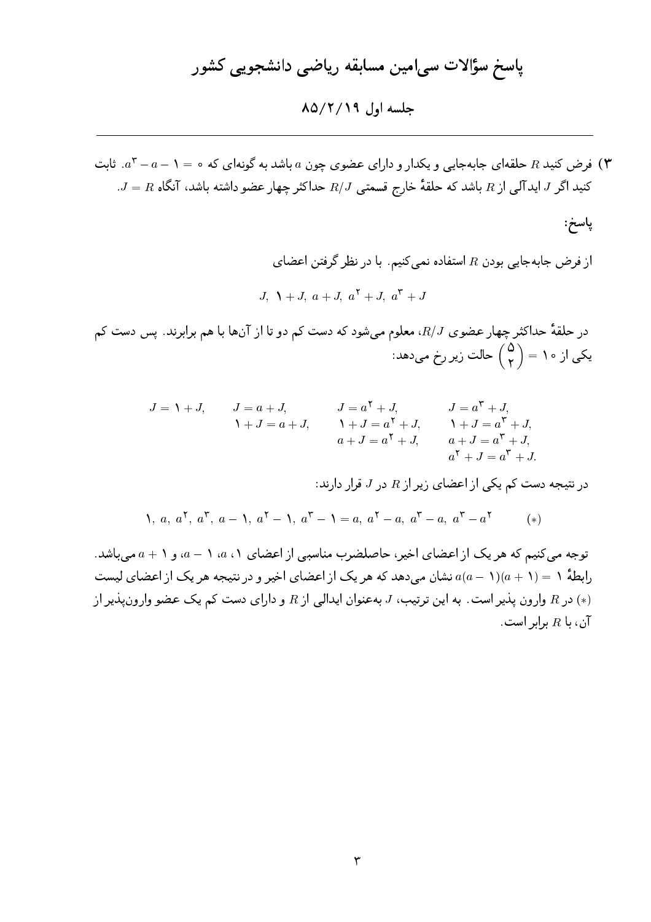# پاسخ سؤالات سی‌امین مسابقه ریاضی دانشجویی کشور

## جلسه اول ۸۵/۲/۱۹

**۳)** فرض کنید $R$ حلقه‌ای جابه‌جایی و یکدار و دارای عضوی چون $a$ باشد به گونه‌ای که $a^3 - a - 1 = 0$. ثابت کنید اگر $J$ ایدآلی از $R$ باشد که حلقهٔ خارج قسمتی $R/J$ حداکثر چهار عضو داشته باشد، آنگاه $J = R$.

**پاسخ:**

از فرض جابه‌جایی بودن $R$ استفاده نمی‌کنیم. با در نظر گرفتن اعضای

$$J,\ 1+J,\ a+J,\ a^2+J,\ a^3+J$$

در حلقهٔ حداکثر چهار عضوی $R/J$، معلوم می‌شود که دست کم دو تا از آن‌ها با هم برابرند. پس دست کم یکی از $\binom{5}{2} = 10$ حالت زیر رخ می‌دهد:

$$\begin{array}{llll}
J = 1+J, & J = a+J, & J = a^2+J, & J = a^3+J, \\
 & 1+J = a+J, & 1+J = a^2+J, & 1+J = a^3+J, \\
 & & a+J = a^2+J, & a+J = a^3+J, \\
 & & & a^2+J = a^3+J.
\end{array}$$

در نتیجه دست کم یکی از اعضای زیر از $R$ در $J$ قرار دارند:

$$1,\ a,\ a^2,\ a^3,\ a-1,\ a^2-1,\ a^3-1 = a,\ a^2-a,\ a^3-a,\ a^3-a^2 \qquad (*)$$

توجه می‌کنیم که هر یک از اعضای اخیر، حاصلضرب مناسبی از اعضای $1$، $a$، $a-1$، و $a+1$ می‌باشد. رابطهٔ $a(a-1)(a+1) = 1$ نشان می‌دهد که هر یک از اعضای اخیر و در نتیجه هر یک از اعضای لیست $(*)$ در $R$ وارون پذیر است. به این ترتیب، $J$ به‌عنوان ایدالی از $R$ و دارای دست کم یک عضو وارون‌پذیر از آن، با $R$ برابر است.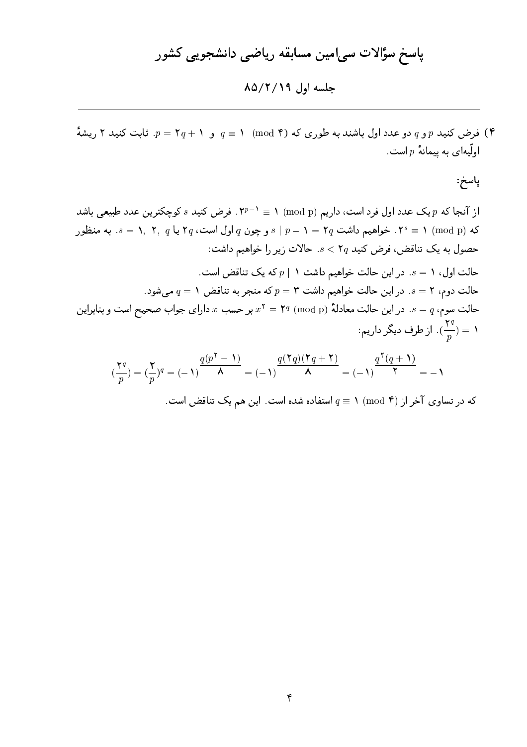# پاسخ سؤالات سی‌امین مسابقه ریاضی دانشجویی کشور

## جلسه اول ۸۵/۲/۱۹

---

**۴)** فرض کنید $p$ و $q$ دو عدد اول باشند به طوری که $q \equiv 1 \pmod 4$ و $p = 2q + 1$. ثابت کنید ۲ ریشهٔ اولّیه‌ای به پیمانهٔ $p$ است.

**پاسخ:**

از آنجا که $p$ یک عدد اول فرد است، داریم $2^{p-1} \equiv 1 \pmod p$. فرض کنید $s$ کوچکترین عدد طبیعی باشد که $2^s \equiv 1 \pmod p$. خواهیم داشت $s \mid p - 1 = 2q$ و چون $q$ اول است، $s = 1,\ 2,\ q$ یا $2q$. به منظور حصول به یک تناقض، فرض کنید $s < 2q$. حالات زیر را خواهیم داشت:

حالت اول، $s = 1$. در این حالت خواهیم داشت $p \mid 1$ که یک تناقض است.

حالت دوم، $s = 2$. در این حالت خواهیم داشت $p = 3$ که منجر به تناقض $q = 1$ می‌شود.

حالت سوم، $s = q$. در این حالت معادلهٔ $x^2 \equiv 2^q \pmod p$ بر حسب $x$ دارای جواب صحیح است و بنابراین $(\frac{2^q}{p}) = 1$. از طرف دیگر داریم:

$$(\frac{2^q}{p}) = (\frac{2}{p})^q = (-1)^{\dfrac{q(p^2-1)}{8}} = (-1)^{\dfrac{q(2q)(2q+2)}{8}} = (-1)^{\dfrac{q^2(q+1)}{2}} = -1$$

که در تساوی آخر از $q \equiv 1 \pmod 4$ استفاده شده است. این هم یک تناقض است.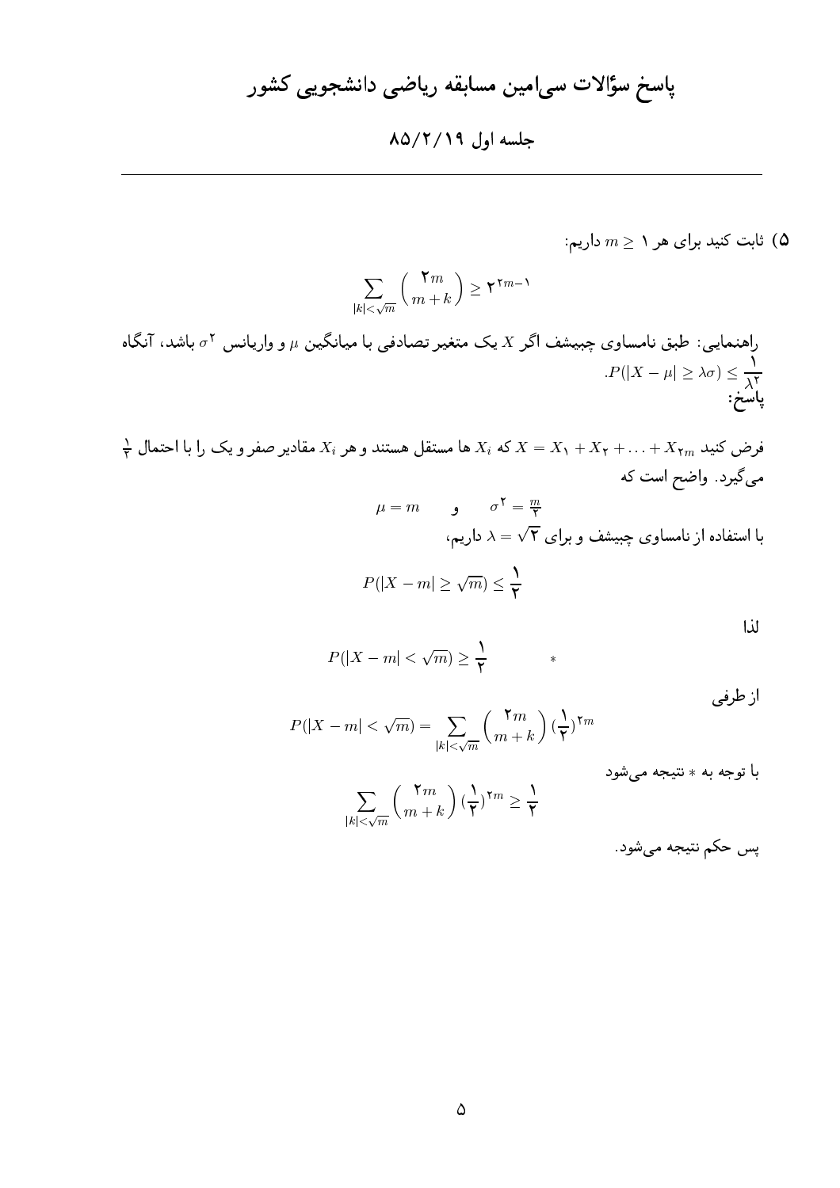# پاسخ سؤالات سی‌امین مسابقه ریاضی دانشجویی کشور

## جلسه اول ۸۵/۲/۱۹

---

۵) ثابت کنید برای هر $m \geq 1$ داریم:

$$\sum_{|k|<\sqrt{m}} \binom{2m}{m+k} \geq 2^{2m-1}$$

راهنمایی: طبق نامساوی چبیشف اگر $X$ یک متغیر تصادفی با میانگین $\mu$ و واریانس $\sigma^2$ باشد، آنگاه $P(|X-\mu| \geq \lambda\sigma) \leq \frac{1}{\lambda^2}$.

**پاسخ:**

فرض کنید $X = X_1 + X_2 + \ldots + X_{2m}$ که $X_i$ ها مستقل هستند و هر $X_i$ مقادیر صفر و یک را با احتمال $\frac{1}{2}$ می‌گیرد. واضح است که

$$\mu = m \qquad \text{و} \qquad \sigma^2 = \frac{m}{2}$$

با استفاده از نامساوی چبیشف و برای $\lambda = \sqrt{2}$ داریم،

$$P(|X-m| \geq \sqrt{m}) \leq \frac{1}{2}$$

لذا

$$P(|X-m| < \sqrt{m}) \geq \frac{1}{2} \qquad *$$

از طرفی

$$P(|X-m| < \sqrt{m}) = \sum_{|k|<\sqrt{m}} \binom{2m}{m+k} \left(\frac{1}{2}\right)^{2m}$$

با توجه به $*$ نتیجه می‌شود

$$\sum_{|k|<\sqrt{m}} \binom{2m}{m+k} \left(\frac{1}{2}\right)^{2m} \geq \frac{1}{2}$$

پس حکم نتیجه می‌شود.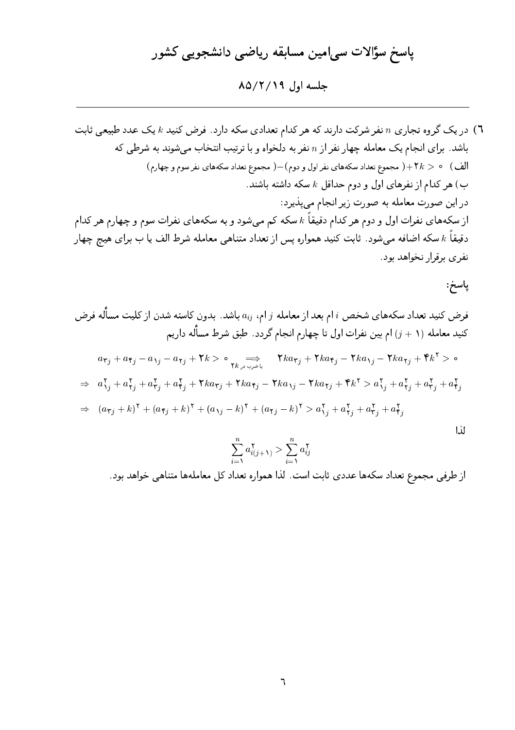# پاسخ سؤالات سی‌امین مسابقه ریاضی دانشجویی کشور

## جلسه اول ۸۵/۲/۱۹

---

۶) در یک گروه تجاری $n$ نفر شرکت دارند که هر کدام تعدادی سکه دارد. فرض کنید $k$ یک عدد طبیعی ثابت باشد. برای انجام یک معامله چهار نفر از $n$ نفر به دلخواه و با ترتیب انتخاب می‌شوند به شرطی که

الف) $0 < 2k+$( مجموع تعداد سکه‌های نفر اول و دوم)$-$( مجموع تعداد سکه‌های نفر سوم و چهارم)

ب) هر کدام از نفرهای اول و دوم حداقل $k$ سکه داشته باشند.

در این صورت معامله به صورت زیر انجام می‌پذیرد:

از سکه‌های نفرات اول و دوم هر کدام دقیقاً $k$ سکه کم می‌شود و به سکه‌های نفرات سوم و چهارم هر کدام دقیقاً $k$ سکه اضافه می‌شود. ثابت کنید همواره پس از تعداد متناهی معامله شرط الف یا ب برای هیچ چهار نفری برقرار نخواهد بود.

**پاسخ:**

فرض کنید تعداد سکه‌های شخص $i$ ام بعد از معامله $j$ ام، $a_{ij}$ باشد. بدون کاسته شدن از کلیت مسأله فرض کنید معامله $(j+1)$ ام بین نفرات اول تا چهارم انجام گردد. طبق شرط مسأله داریم

$$a_{3j} + a_{4j} - a_{1j} - a_{2j} + 2k > 0 \underset{\text{با ضرب در } 2k}{\Longrightarrow} \quad 2ka_{3j} + 2ka_{4j} - 2ka_{1j} - 2ka_{2j} + 4k^2 > 0$$

$$\Rightarrow \quad a_{1j}^2 + a_{2j}^2 + a_{3j}^2 + a_{4j}^2 + 2ka_{3j} + 2ka_{4j} - 2ka_{1j} - 2ka_{2j} + 4k^2 > a_{1j}^2 + a_{2j}^2 + a_{3j}^2 + a_{4j}^2$$

$$\Rightarrow \quad (a_{3j}+k)^2 + (a_{4j}+k)^2 + (a_{1j}-k)^2 + (a_{2j}-k)^2 > a_{1j}^2 + a_{2j}^2 + a_{3j}^2 + a_{4j}^2$$

لذا

$$\sum_{i=1}^{n} a_{i(j+1)}^2 > \sum_{i=1}^{n} a_{ij}^2$$

از طرفی مجموع تعداد سکه‌ها عددی ثابت است. لذا همواره تعداد کل معامله‌ها متناهی خواهد بود.